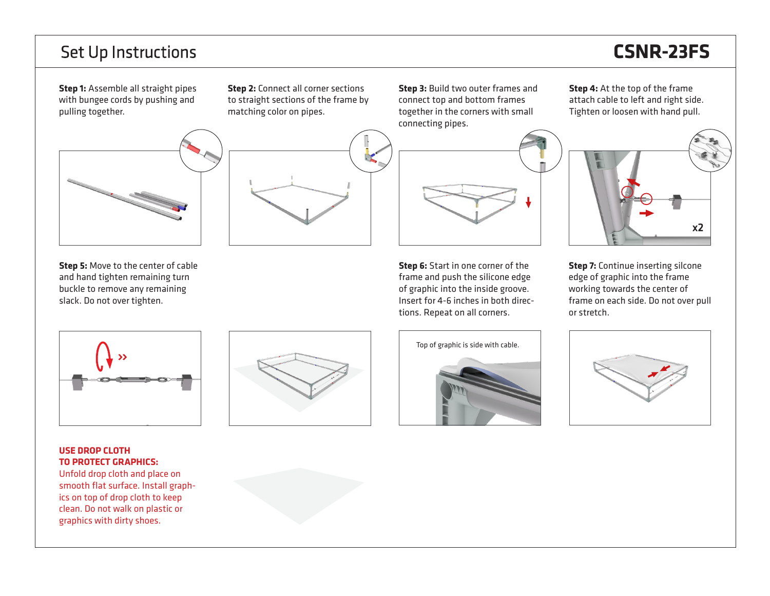# Set Up Instructions

## CSNR-23FS

**Step 1:** Assemble all straight pipes with bungee cords by pushing and pulling together.

**Step 2:** Connect all corner sections to straight sections of the frame by matching color on pipes.

**Step 3:** Build two outer frames and connect top and bottom frames together in the corners with small connecting pipes.

**Step 4:** At the top of the frame attach cable to left and right side. Tighten or loosen with hand pull.

x2

**Step 5:** Move to the center of cable and hand tighten remaining turn buckle to remove any remaining slack. Do not over tighten.

**Step 6:** Start in one corner of the frame and push the silicone edge of graphic into the inside groove. Insert for 4-6 inches in both directions. Repeat on all corners.

Top of graphic is side with cable.

**Step 7:** Continue inserting silcone edge of graphic into the frame working towards the center of frame on each side. Do not over pull or stretch.

**USE DROP CLOTH TO PROTECT GRAPHICS:**
Unfold drop cloth and place on smooth flat surface. Install graphics on top of drop cloth to keep clean. Do not walk on plastic or graphics with dirty shoes.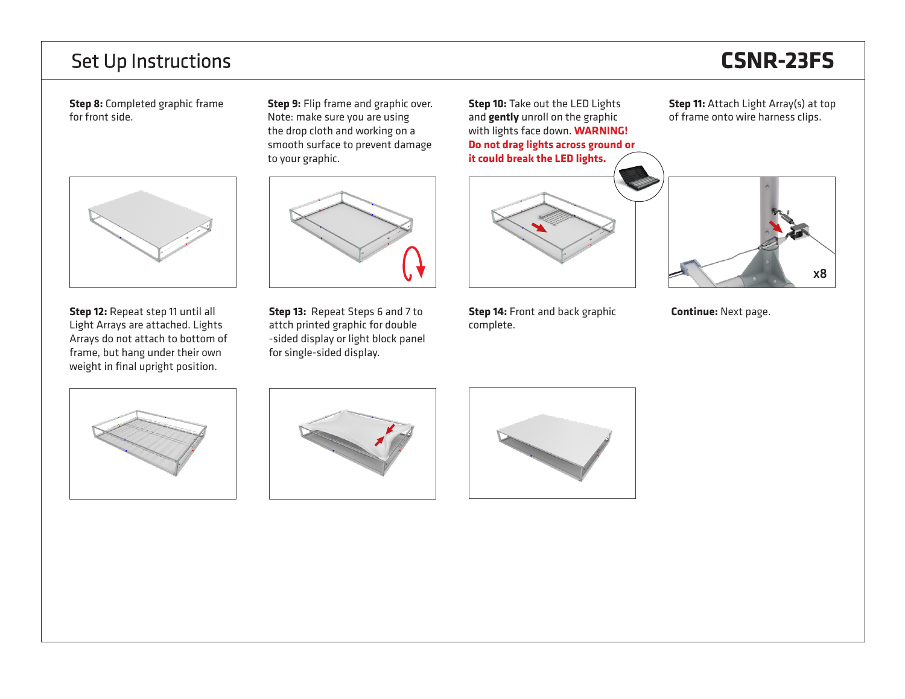# Set Up Instructions

## CSNR-23FS

**Step 8:** Completed graphic frame for front side.

**Step 9:** Flip frame and graphic over. Note: make sure you are using the drop cloth and working on a smooth surface to prevent damage to your graphic.

**Step 10:** Take out the LED Lights and **gently** unroll on the graphic with lights face down. **WARNING! Do not drag lights across ground or it could break the LED lights.**

**Step 11:** Attach Light Array(s) at top of frame onto wire harness clips.

x8

**Step 12:** Repeat step 11 until all Light Arrays are attached. Lights Arrays do not attach to bottom of frame, but hang under their own weight in final upright position.

**Step 13:** Repeat Steps 6 and 7 to attch printed graphic for double -sided display or light block panel for single-sided display.

**Step 14:** Front and back graphic complete.

**Continue:** Next page.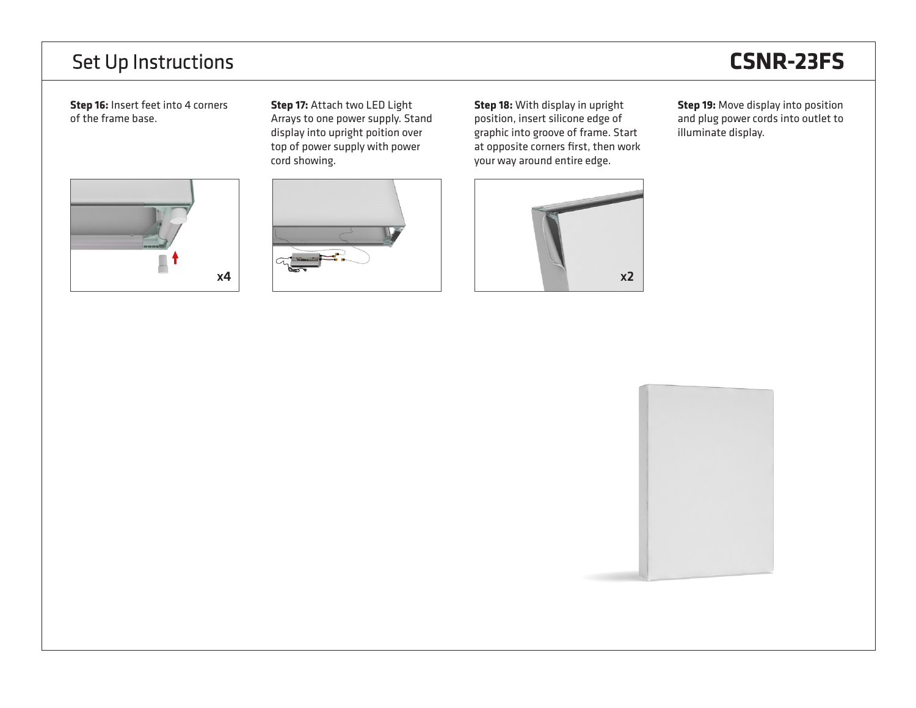# Set Up Instructions

## CSNR-23FS

**Step 16:** Insert feet into 4 corners of the frame base.

x4

**Step 17:** Attach two LED Light Arrays to one power supply. Stand display into upright poition over top of power supply with power cord showing.

**Step 18:** With display in upright position, insert silicone edge of graphic into groove of frame. Start at opposite corners first, then work your way around entire edge.

x2

**Step 19:** Move display into position and plug power cords into outlet to illuminate display.